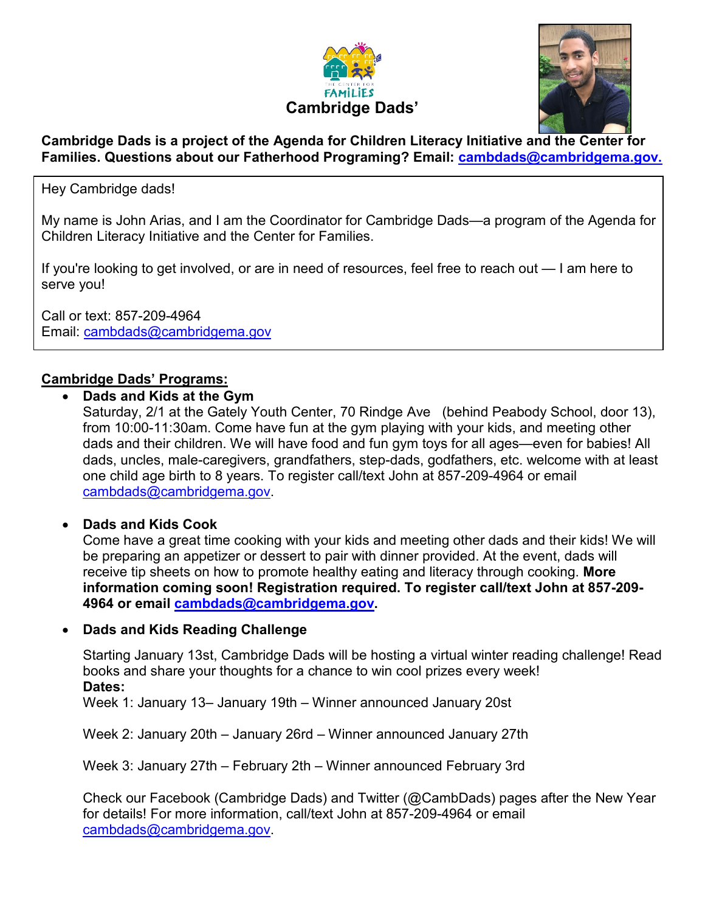# Cambridge Dads'

**Cambridge Dads is a project of the Agenda for Children Literacy Initiative and the Center for Families. Questions about our Fatherhood Programing? Email: cambdads@cambridgema.gov.**

Hey Cambridge dads!

My name is John Arias, and I am the Coordinator for Cambridge Dads—a program of the Agenda for Children Literacy Initiative and the Center for Families.

If you're looking to get involved, or are in need of resources, feel free to reach out — I am here to serve you!

Call or text: 857-209-4964
Email: cambdads@cambridgema.gov

## Cambridge Dads' Programs:

- **Dads and Kids at the Gym**
  Saturday, 2/1 at the Gately Youth Center, 70 Rindge Ave (behind Peabody School, door 13), from 10:00-11:30am. Come have fun at the gym playing with your kids, and meeting other dads and their children. We will have food and fun gym toys for all ages—even for babies! All dads, uncles, male-caregivers, grandfathers, step-dads, godfathers, etc. welcome with at least one child age birth to 8 years. To register call/text John at 857-209-4964 or email cambdads@cambridgema.gov.

- **Dads and Kids Cook**
  Come have a great time cooking with your kids and meeting other dads and their kids! We will be preparing an appetizer or dessert to pair with dinner provided. At the event, dads will receive tip sheets on how to promote healthy eating and literacy through cooking. **More information coming soon! Registration required. To register call/text John at 857-209-4964 or email cambdads@cambridgema.gov.**

- **Dads and Kids Reading Challenge**

  Starting January 13st, Cambridge Dads will be hosting a virtual winter reading challenge! Read books and share your thoughts for a chance to win cool prizes every week!
  **Dates:**
  Week 1: January 13– January 19th – Winner announced January 20st

  Week 2: January 20th – January 26rd – Winner announced January 27th

  Week 3: January 27th – February 2th – Winner announced February 3rd

  Check our Facebook (Cambridge Dads) and Twitter (@CambDads) pages after the New Year for details! For more information, call/text John at 857-209-4964 or email cambdads@cambridgema.gov.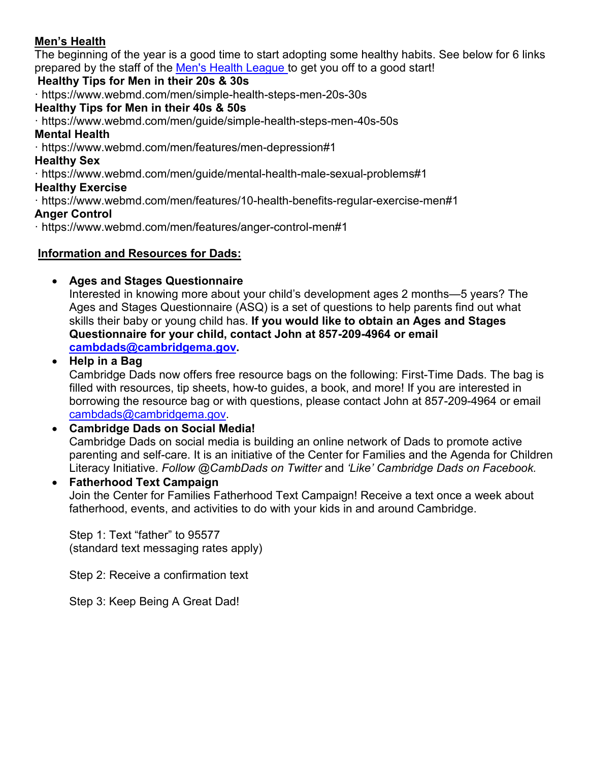## Men's Health

The beginning of the year is a good time to start adopting some healthy habits. See below for 6 links prepared by the staff of the Men's Health League to get you off to a good start!

**Healthy Tips for Men in their 20s & 30s**

· https://www.webmd.com/men/simple-health-steps-men-20s-30s

**Healthy Tips for Men in their 40s & 50s**

· https://www.webmd.com/men/guide/simple-health-steps-men-40s-50s

**Mental Health**

· https://www.webmd.com/men/features/men-depression#1

**Healthy Sex**

· https://www.webmd.com/men/guide/mental-health-male-sexual-problems#1

**Healthy Exercise**

· https://www.webmd.com/men/features/10-health-benefits-regular-exercise-men#1

**Anger Control**

· https://www.webmd.com/men/features/anger-control-men#1

## Information and Resources for Dads:

- **Ages and Stages Questionnaire**
  Interested in knowing more about your child's development ages 2 months—5 years? The Ages and Stages Questionnaire (ASQ) is a set of questions to help parents find out what skills their baby or young child has. **If you would like to obtain an Ages and Stages Questionnaire for your child, contact John at 857-209-4964 or email cambdads@cambridgema.gov.**
- **Help in a Bag**
  Cambridge Dads now offers free resource bags on the following: First-Time Dads. The bag is filled with resources, tip sheets, how-to guides, a book, and more! If you are interested in borrowing the resource bag or with questions, please contact John at 857-209-4964 or email cambdads@cambridgema.gov.
- **Cambridge Dads on Social Media!**
  Cambridge Dads on social media is building an online network of Dads to promote active parenting and self-care. It is an initiative of the Center for Families and the Agenda for Children Literacy Initiative. *Follow @CambDads on Twitter* and *'Like' Cambridge Dads on Facebook.*
- **Fatherhood Text Campaign**
  Join the Center for Families Fatherhood Text Campaign! Receive a text once a week about fatherhood, events, and activities to do with your kids in and around Cambridge.

  Step 1: Text "father" to 95577
  (standard text messaging rates apply)

  Step 2: Receive a confirmation text

  Step 3: Keep Being A Great Dad!